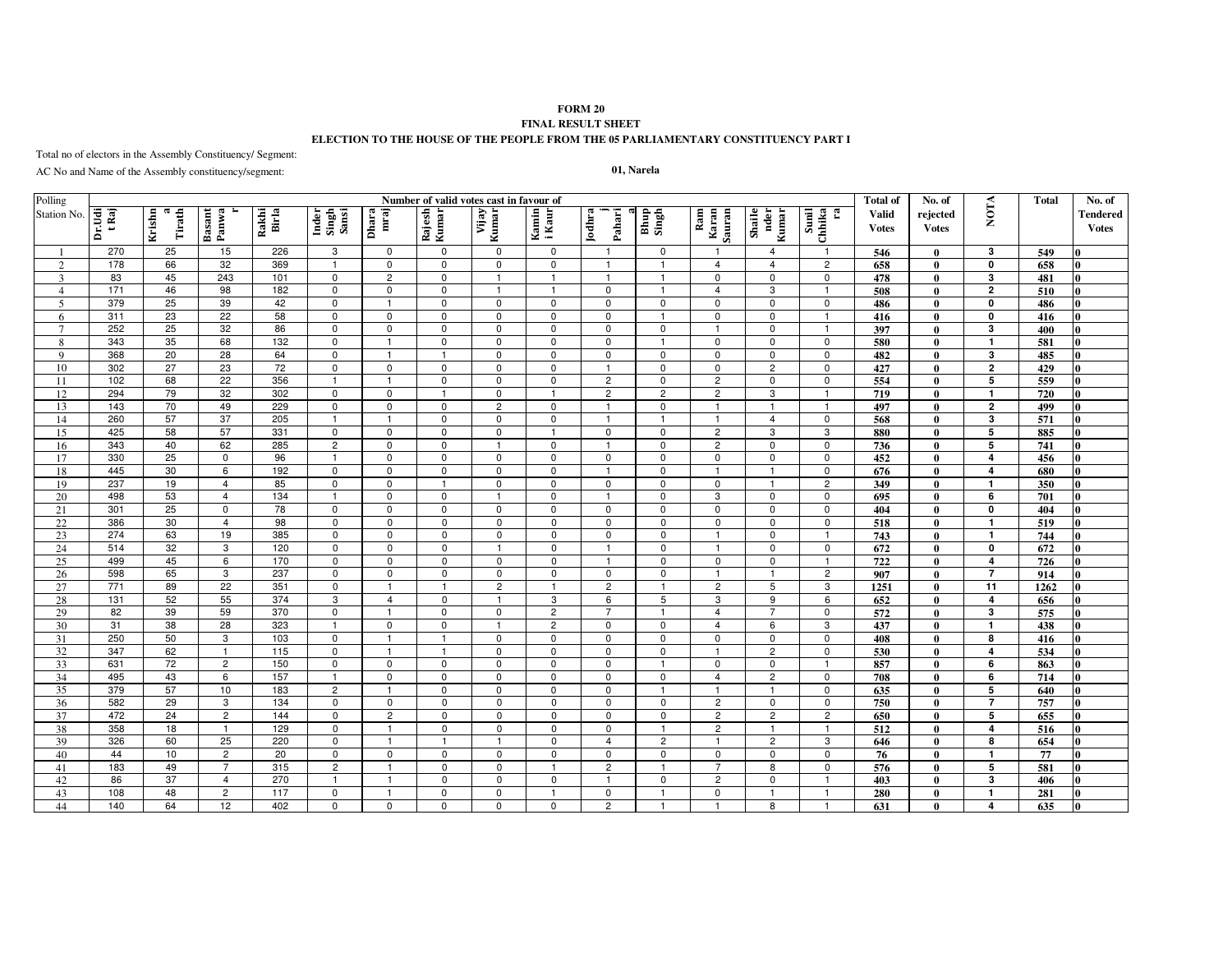**FORM 20**

**FINAL RESULT SHEET**

**ELECTION TO THE HOUSE OF THE PEOPLE FROM THE 05 PARLIAMENTARY CONSTITUENCY PART I**

Total no of electors in the Assembly Constituency/ Segment:

AC No and Name of the Assembly constituency/segment: **01, Narela**

| Polling Station No. | Number of valid votes cast in favour of | | | | | | | | | | | | | | Total of Valid Votes | No. of rejected Votes | NOTA | Total | No. of Tendered Votes |
|---|---|---|---|---|---|---|---|---|---|---|---|---|---|---|---|---|---|---|---|
| | Dr.Udit Raj | Krishna Tirath | Basant Panwar | Rakhi Birla | Inder Singh Sansi | Dharamraj | Rajesh Kumar | Vijay Kumar | Kamini Kaur | Jodhraj Pahari a | Bhup Singh | Ram Karan Sauran | Shailender Kumar | Sunil Chhikara | | | | | |
| 1 | 270 | 25 | 15 | 226 | 3 | 0 | 0 | 0 | 0 | 1 | 0 | 1 | 4 | 1 | 546 | 0 | 3 | 549 | 0 |
| 2 | 178 | 66 | 32 | 369 | 1 | 0 | 0 | 0 | 0 | 1 | 1 | 4 | 4 | 2 | 658 | 0 | 0 | 658 | 0 |
| 3 | 83 | 45 | 243 | 101 | 0 | 2 | 0 | 1 | 1 | 1 | 1 | 0 | 0 | 0 | 478 | 0 | 3 | 481 | 0 |
| 4 | 171 | 46 | 98 | 182 | 0 | 0 | 0 | 1 | 1 | 0 | 1 | 4 | 3 | 1 | 508 | 0 | 2 | 510 | 0 |
| 5 | 379 | 25 | 39 | 42 | 0 | 1 | 0 | 0 | 0 | 0 | 0 | 0 | 0 | 0 | 486 | 0 | 0 | 486 | 0 |
| 6 | 311 | 23 | 22 | 58 | 0 | 0 | 0 | 0 | 0 | 0 | 1 | 0 | 0 | 1 | 416 | 0 | 0 | 416 | 0 |
| 7 | 252 | 25 | 32 | 86 | 0 | 0 | 0 | 0 | 0 | 0 | 0 | 1 | 0 | 1 | 397 | 0 | 3 | 400 | 0 |
| 8 | 343 | 35 | 68 | 132 | 0 | 1 | 0 | 0 | 0 | 0 | 1 | 0 | 0 | 0 | 580 | 0 | 1 | 581 | 0 |
| 9 | 368 | 20 | 28 | 64 | 0 | 1 | 1 | 0 | 0 | 0 | 0 | 0 | 0 | 0 | 482 | 0 | 3 | 485 | 0 |
| 10 | 302 | 27 | 23 | 72 | 0 | 0 | 0 | 0 | 0 | 1 | 0 | 0 | 2 | 0 | 427 | 0 | 2 | 429 | 0 |
| 11 | 102 | 68 | 22 | 356 | 1 | 1 | 0 | 0 | 0 | 2 | 0 | 2 | 0 | 0 | 554 | 0 | 5 | 559 | 0 |
| 12 | 294 | 79 | 32 | 302 | 0 | 0 | 1 | 0 | 1 | 2 | 2 | 2 | 3 | 1 | 719 | 0 | 1 | 720 | 0 |
| 13 | 143 | 70 | 49 | 229 | 0 | 0 | 0 | 2 | 0 | 1 | 0 | 1 | 1 | 1 | 497 | 0 | 2 | 499 | 0 |
| 14 | 260 | 57 | 37 | 205 | 1 | 1 | 0 | 0 | 0 | 1 | 1 | 1 | 4 | 0 | 568 | 0 | 3 | 571 | 0 |
| 15 | 425 | 58 | 57 | 331 | 0 | 0 | 0 | 0 | 1 | 0 | 0 | 2 | 3 | 3 | 880 | 0 | 5 | 885 | 0 |
| 16 | 343 | 40 | 62 | 285 | 2 | 0 | 0 | 1 | 0 | 1 | 0 | 2 | 0 | 0 | 736 | 0 | 5 | 741 | 0 |
| 17 | 330 | 25 | 0 | 96 | 1 | 0 | 0 | 0 | 0 | 0 | 0 | 0 | 0 | 0 | 452 | 0 | 4 | 456 | 0 |
| 18 | 445 | 30 | 6 | 192 | 0 | 0 | 0 | 0 | 0 | 1 | 0 | 1 | 1 | 0 | 676 | 0 | 4 | 680 | 0 |
| 19 | 237 | 19 | 4 | 85 | 0 | 0 | 1 | 0 | 0 | 0 | 0 | 0 | 1 | 2 | 349 | 0 | 1 | 350 | 0 |
| 20 | 498 | 53 | 4 | 134 | 1 | 0 | 0 | 1 | 0 | 1 | 0 | 3 | 0 | 0 | 695 | 0 | 6 | 701 | 0 |
| 21 | 301 | 25 | 0 | 78 | 0 | 0 | 0 | 0 | 0 | 0 | 0 | 0 | 0 | 0 | 404 | 0 | 0 | 404 | 0 |
| 22 | 386 | 30 | 4 | 98 | 0 | 0 | 0 | 0 | 0 | 0 | 0 | 0 | 0 | 0 | 518 | 0 | 1 | 519 | 0 |
| 23 | 274 | 63 | 19 | 385 | 0 | 0 | 0 | 0 | 0 | 0 | 0 | 1 | 0 | 1 | 743 | 0 | 1 | 744 | 0 |
| 24 | 514 | 32 | 3 | 120 | 0 | 0 | 0 | 1 | 0 | 1 | 0 | 1 | 0 | 0 | 672 | 0 | 0 | 672 | 0 |
| 25 | 499 | 45 | 6 | 170 | 0 | 0 | 0 | 0 | 0 | 1 | 0 | 0 | 0 | 1 | 722 | 0 | 4 | 726 | 0 |
| 26 | 598 | 65 | 3 | 237 | 0 | 0 | 0 | 0 | 0 | 0 | 0 | 1 | 1 | 2 | 907 | 0 | 7 | 914 | 0 |
| 27 | 771 | 89 | 22 | 351 | 0 | 1 | 1 | 2 | 1 | 2 | 1 | 2 | 5 | 3 | 1251 | 0 | 11 | 1262 | 0 |
| 28 | 131 | 52 | 55 | 374 | 3 | 4 | 0 | 1 | 3 | 6 | 5 | 3 | 9 | 6 | 652 | 0 | 4 | 656 | 0 |
| 29 | 82 | 39 | 59 | 370 | 0 | 1 | 0 | 0 | 2 | 7 | 1 | 4 | 7 | 0 | 572 | 0 | 3 | 575 | 0 |
| 30 | 31 | 38 | 28 | 323 | 1 | 0 | 0 | 1 | 2 | 0 | 0 | 4 | 6 | 3 | 437 | 0 | 1 | 438 | 0 |
| 31 | 250 | 50 | 3 | 103 | 0 | 1 | 1 | 0 | 0 | 0 | 0 | 0 | 0 | 0 | 408 | 0 | 8 | 416 | 0 |
| 32 | 347 | 62 | 1 | 115 | 0 | 1 | 1 | 0 | 0 | 0 | 0 | 1 | 2 | 0 | 530 | 0 | 4 | 534 | 0 |
| 33 | 631 | 72 | 2 | 150 | 0 | 0 | 0 | 0 | 0 | 0 | 1 | 0 | 0 | 1 | 857 | 0 | 6 | 863 | 0 |
| 34 | 495 | 43 | 6 | 157 | 1 | 0 | 0 | 0 | 0 | 0 | 0 | 4 | 2 | 0 | 708 | 0 | 6 | 714 | 0 |
| 35 | 379 | 57 | 10 | 183 | 2 | 1 | 0 | 0 | 0 | 0 | 1 | 1 | 1 | 0 | 635 | 0 | 5 | 640 | 0 |
| 36 | 582 | 29 | 3 | 134 | 0 | 0 | 0 | 0 | 0 | 0 | 0 | 2 | 0 | 0 | 750 | 0 | 7 | 757 | 0 |
| 37 | 472 | 24 | 2 | 144 | 0 | 2 | 0 | 0 | 0 | 0 | 0 | 2 | 2 | 2 | 650 | 0 | 5 | 655 | 0 |
| 38 | 358 | 18 | 1 | 129 | 0 | 1 | 0 | 0 | 0 | 0 | 1 | 2 | 1 | 1 | 512 | 0 | 4 | 516 | 0 |
| 39 | 326 | 60 | 25 | 220 | 0 | 1 | 1 | 1 | 0 | 4 | 2 | 1 | 2 | 3 | 646 | 0 | 8 | 654 | 0 |
| 40 | 44 | 10 | 2 | 20 | 0 | 0 | 0 | 0 | 0 | 0 | 0 | 0 | 0 | 0 | 76 | 0 | 1 | 77 | 0 |
| 41 | 183 | 49 | 7 | 315 | 2 | 1 | 0 | 0 | 1 | 2 | 1 | 7 | 8 | 0 | 576 | 0 | 5 | 581 | 0 |
| 42 | 86 | 37 | 4 | 270 | 1 | 1 | 0 | 0 | 0 | 1 | 0 | 2 | 0 | 1 | 403 | 0 | 3 | 406 | 0 |
| 43 | 108 | 48 | 2 | 117 | 0 | 1 | 0 | 0 | 1 | 0 | 1 | 0 | 1 | 1 | 280 | 0 | 1 | 281 | 0 |
| 44 | 140 | 64 | 12 | 402 | 0 | 0 | 0 | 0 | 0 | 2 | 1 | 1 | 8 | 1 | 631 | 0 | 4 | 635 | 0 |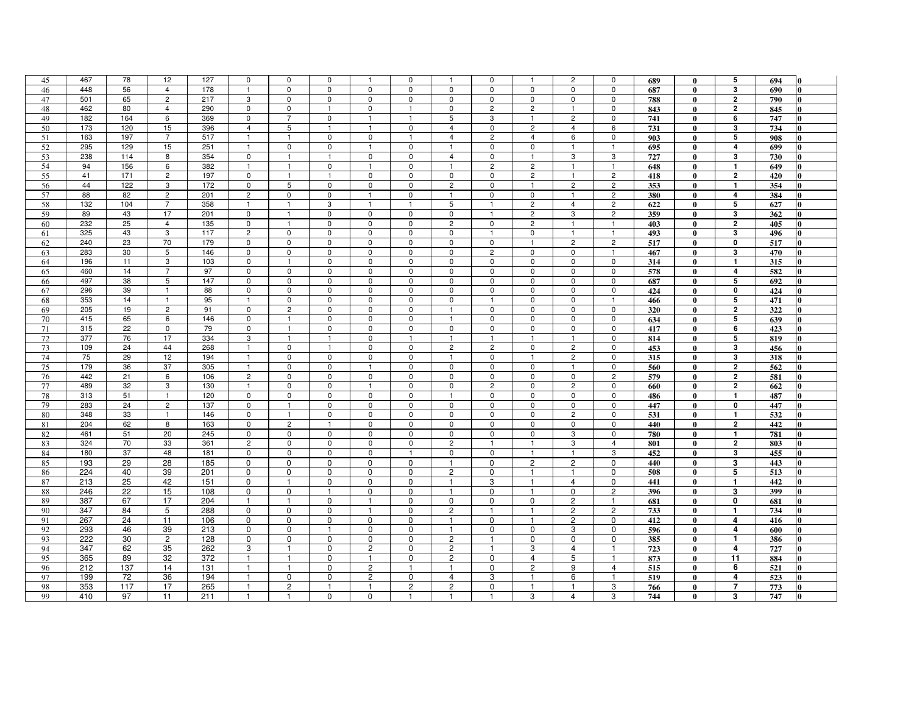| 45 | 467 | 78 | 12 | 127 | 0 | 0 | 0 | 1 | 0 | 1 | 0 | 1 | 2 | 0 | **689** | **0** | **5** | **694** | **0** |
|---|---|---|---|---|---|---|---|---|---|---|---|---|---|---|---|---|---|---|---|
| 46 | 448 | 56 | 4 | 178 | 1 | 0 | 0 | 0 | 0 | 0 | 0 | 0 | 0 | 0 | **687** | **0** | **3** | **690** | **0** |
| 47 | 501 | 65 | 2 | 217 | 3 | 0 | 0 | 0 | 0 | 0 | 0 | 0 | 0 | 0 | **788** | **0** | **2** | **790** | **0** |
| 48 | 462 | 80 | 4 | 290 | 0 | 0 | 1 | 0 | 1 | 0 | 2 | 2 | 1 | 0 | **843** | **0** | **2** | **845** | **0** |
| 49 | 182 | 164 | 6 | 369 | 0 | 7 | 0 | 1 | 1 | 5 | 3 | 1 | 2 | 0 | **741** | **0** | **6** | **747** | **0** |
| 50 | 173 | 120 | 15 | 396 | 4 | 5 | 1 | 1 | 0 | 4 | 0 | 2 | 4 | 6 | **731** | **0** | **3** | **734** | **0** |
| 51 | 163 | 197 | 7 | 517 | 1 | 1 | 0 | 0 | 1 | 4 | 2 | 4 | 6 | 0 | **903** | **0** | **5** | **908** | **0** |
| 52 | 295 | 129 | 15 | 251 | 1 | 0 | 0 | 1 | 0 | 1 | 0 | 0 | 1 | 1 | **695** | **0** | **4** | **699** | **0** |
| 53 | 238 | 114 | 8 | 354 | 0 | 1 | 1 | 0 | 0 | 4 | 0 | 1 | 3 | 3 | **727** | **0** | **3** | **730** | **0** |
| 54 | 94 | 156 | 6 | 382 | 1 | 1 | 0 | 1 | 0 | 1 | 2 | 2 | 1 | 1 | **648** | **0** | **1** | **649** | **0** |
| 55 | 41 | 171 | 2 | 197 | 0 | 1 | 1 | 0 | 0 | 0 | 0 | 2 | 1 | 2 | **418** | **0** | **2** | **420** | **0** |
| 56 | 44 | 122 | 3 | 172 | 0 | 5 | 0 | 0 | 0 | 2 | 0 | 1 | 2 | 2 | **353** | **0** | **1** | **354** | **0** |
| 57 | 88 | 82 | 2 | 201 | 2 | 0 | 0 | 1 | 0 | 1 | 0 | 0 | 1 | 2 | **380** | **0** | **4** | **384** | **0** |
| 58 | 132 | 104 | 7 | 358 | 1 | 1 | 3 | 1 | 1 | 5 | 1 | 2 | 4 | 2 | **622** | **0** | **5** | **627** | **0** |
| 59 | 89 | 43 | 17 | 201 | 0 | 1 | 0 | 0 | 0 | 0 | 1 | 2 | 3 | 2 | **359** | **0** | **3** | **362** | **0** |
| 60 | 232 | 25 | 4 | 135 | 0 | 1 | 0 | 0 | 0 | 2 | 0 | 2 | 1 | 1 | **403** | **0** | **2** | **405** | **0** |
| 61 | 325 | 43 | 3 | 117 | 2 | 0 | 0 | 0 | 0 | 0 | 1 | 0 | 1 | 1 | **493** | **0** | **3** | **496** | **0** |
| 62 | 240 | 23 | 70 | 179 | 0 | 0 | 0 | 0 | 0 | 0 | 0 | 1 | 2 | 2 | **517** | **0** | **0** | **517** | **0** |
| 63 | 283 | 30 | 5 | 146 | 0 | 0 | 0 | 0 | 0 | 0 | 2 | 0 | 0 | 1 | **467** | **0** | **3** | **470** | **0** |
| 64 | 196 | 11 | 3 | 103 | 0 | 1 | 0 | 0 | 0 | 0 | 0 | 0 | 0 | 0 | **314** | **0** | **1** | **315** | **0** |
| 65 | 460 | 14 | 7 | 97 | 0 | 0 | 0 | 0 | 0 | 0 | 0 | 0 | 0 | 0 | **578** | **0** | **4** | **582** | **0** |
| 66 | 497 | 38 | 5 | 147 | 0 | 0 | 0 | 0 | 0 | 0 | 0 | 0 | 0 | 0 | **687** | **0** | **5** | **692** | **0** |
| 67 | 296 | 39 | 1 | 88 | 0 | 0 | 0 | 0 | 0 | 0 | 0 | 0 | 0 | 0 | **424** | **0** | **0** | **424** | **0** |
| 68 | 353 | 14 | 1 | 95 | 1 | 0 | 0 | 0 | 0 | 0 | 1 | 0 | 0 | 1 | **466** | **0** | **5** | **471** | **0** |
| 69 | 205 | 19 | 2 | 91 | 0 | 2 | 0 | 0 | 0 | 1 | 0 | 0 | 0 | 0 | **320** | **0** | **2** | **322** | **0** |
| 70 | 415 | 65 | 6 | 146 | 0 | 1 | 0 | 0 | 0 | 1 | 0 | 0 | 0 | 0 | **634** | **0** | **5** | **639** | **0** |
| 71 | 315 | 22 | 0 | 79 | 0 | 1 | 0 | 0 | 0 | 0 | 0 | 0 | 0 | 0 | **417** | **0** | **6** | **423** | **0** |
| 72 | 377 | 76 | 17 | 334 | 3 | 1 | 1 | 0 | 1 | 1 | 1 | 1 | 1 | 0 | **814** | **0** | **5** | **819** | **0** |
| 73 | 109 | 24 | 44 | 268 | 1 | 0 | 1 | 0 | 0 | 2 | 2 | 0 | 2 | 0 | **453** | **0** | **3** | **456** | **0** |
| 74 | 75 | 29 | 12 | 194 | 1 | 0 | 0 | 0 | 0 | 1 | 0 | 1 | 2 | 0 | **315** | **0** | **3** | **318** | **0** |
| 75 | 179 | 36 | 37 | 305 | 1 | 0 | 0 | 1 | 0 | 0 | 0 | 0 | 1 | 0 | **560** | **0** | **2** | **562** | **0** |
| 76 | 442 | 21 | 6 | 106 | 2 | 0 | 0 | 0 | 0 | 0 | 0 | 0 | 0 | 2 | **579** | **0** | **2** | **581** | **0** |
| 77 | 489 | 32 | 3 | 130 | 1 | 0 | 0 | 1 | 0 | 0 | 2 | 0 | 2 | 0 | **660** | **0** | **2** | **662** | **0** |
| 78 | 313 | 51 | 1 | 120 | 0 | 0 | 0 | 0 | 0 | 1 | 0 | 0 | 0 | 0 | **486** | **0** | **1** | **487** | **0** |
| 79 | 283 | 24 | 2 | 137 | 0 | 1 | 0 | 0 | 0 | 0 | 0 | 0 | 0 | 0 | **447** | **0** | **0** | **447** | **0** |
| 80 | 348 | 33 | 1 | 146 | 0 | 1 | 0 | 0 | 0 | 0 | 0 | 0 | 2 | 0 | **531** | **0** | **1** | **532** | **0** |
| 81 | 204 | 62 | 8 | 163 | 0 | 2 | 1 | 0 | 0 | 0 | 0 | 0 | 0 | 0 | **440** | **0** | **2** | **442** | **0** |
| 82 | 461 | 51 | 20 | 245 | 0 | 0 | 0 | 0 | 0 | 0 | 0 | 0 | 3 | 0 | **780** | **0** | **1** | **781** | **0** |
| 83 | 324 | 70 | 33 | 361 | 2 | 0 | 0 | 0 | 0 | 2 | 1 | 1 | 3 | 4 | **801** | **0** | **2** | **803** | **0** |
| 84 | 180 | 37 | 48 | 181 | 0 | 0 | 0 | 0 | 1 | 0 | 0 | 1 | 1 | 3 | **452** | **0** | **3** | **455** | **0** |
| 85 | 193 | 29 | 28 | 185 | 0 | 0 | 0 | 0 | 0 | 1 | 0 | 2 | 2 | 0 | **440** | **0** | **3** | **443** | **0** |
| 86 | 224 | 40 | 39 | 201 | 0 | 0 | 0 | 0 | 0 | 2 | 0 | 1 | 1 | 0 | **508** | **0** | **5** | **513** | **0** |
| 87 | 213 | 25 | 42 | 151 | 0 | 1 | 0 | 0 | 0 | 1 | 3 | 1 | 4 | 0 | **441** | **0** | **1** | **442** | **0** |
| 88 | 246 | 22 | 15 | 108 | 0 | 0 | 1 | 0 | 0 | 1 | 0 | 1 | 0 | 2 | **396** | **0** | **3** | **399** | **0** |
| 89 | 387 | 67 | 17 | 204 | 1 | 1 | 0 | 1 | 0 | 0 | 0 | 0 | 2 | 1 | **681** | **0** | **0** | **681** | **0** |
| 90 | 347 | 84 | 5 | 288 | 0 | 0 | 0 | 1 | 0 | 2 | 1 | 1 | 2 | 2 | **733** | **0** | **1** | **734** | **0** |
| 91 | 267 | 24 | 11 | 106 | 0 | 0 | 0 | 0 | 0 | 1 | 0 | 1 | 2 | 0 | **412** | **0** | **4** | **416** | **0** |
| 92 | 293 | 46 | 39 | 213 | 0 | 0 | 1 | 0 | 0 | 1 | 0 | 0 | 3 | 0 | **596** | **0** | **4** | **600** | **0** |
| 93 | 222 | 30 | 2 | 128 | 0 | 0 | 0 | 0 | 0 | 2 | 1 | 0 | 0 | 0 | **385** | **0** | **1** | **386** | **0** |
| 94 | 347 | 62 | 35 | 262 | 3 | 1 | 0 | 2 | 0 | 2 | 1 | 3 | 4 | 1 | **723** | **0** | **4** | **727** | **0** |
| 95 | 365 | 89 | 32 | 372 | 1 | 1 | 0 | 1 | 0 | 2 | 0 | 4 | 5 | 1 | **873** | **0** | **11** | **884** | **0** |
| 96 | 212 | 137 | 14 | 131 | 1 | 1 | 0 | 2 | 1 | 1 | 0 | 2 | 9 | 4 | **515** | **0** | **6** | **521** | **0** |
| 97 | 199 | 72 | 36 | 194 | 1 | 0 | 0 | 2 | 0 | 4 | 3 | 1 | 6 | 1 | **519** | **0** | **4** | **523** | **0** |
| 98 | 353 | 117 | 17 | 265 | 1 | 2 | 1 | 1 | 2 | 2 | 0 | 1 | 1 | 3 | **766** | **0** | **7** | **773** | **0** |
| 99 | 410 | 97 | 11 | 211 | 1 | 1 | 0 | 0 | 1 | 1 | 1 | 3 | 4 | 3 | **744** | **0** | **3** | **747** | **0** |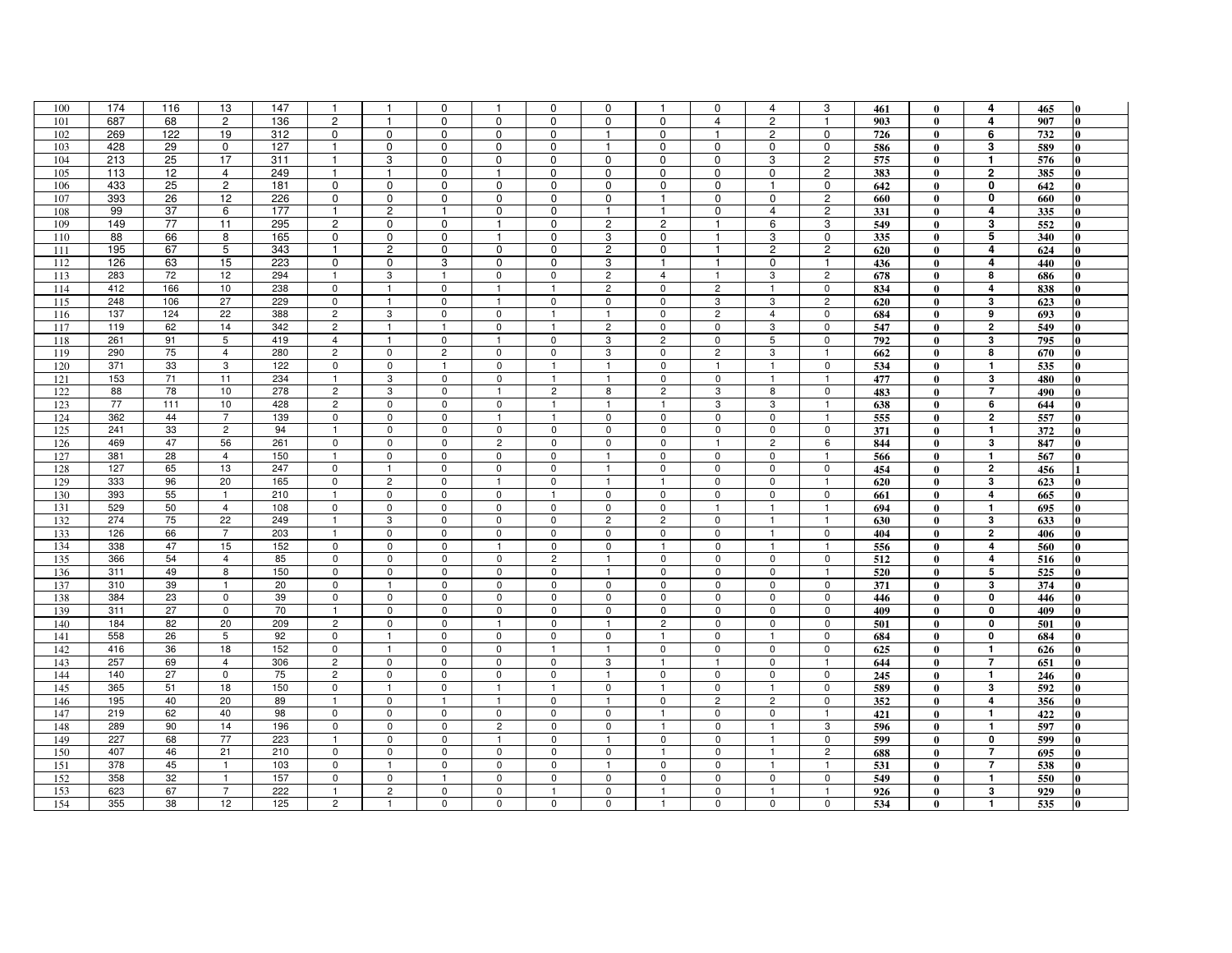| | | | | | | | | | | | | | | | | | | | |
|---|---|---|---|---|---|---|---|---|---|---|---|---|---|---|---|---|---|---|---|
| 100 | 174 | 116 | 13 | 147 | 1 | 1 | 0 | 1 | 0 | 0 | 1 | 0 | 4 | 3 | 461 | 0 | 4 | 465 | 0 |
| 101 | 687 | 68 | 2 | 136 | 2 | 1 | 0 | 0 | 0 | 0 | 0 | 4 | 2 | 1 | 903 | 0 | 4 | 907 | 0 |
| 102 | 269 | 122 | 19 | 312 | 0 | 0 | 0 | 0 | 0 | 1 | 0 | 1 | 2 | 0 | 726 | 0 | 6 | 732 | 0 |
| 103 | 428 | 29 | 0 | 127 | 1 | 0 | 0 | 0 | 0 | 1 | 0 | 0 | 0 | 0 | 586 | 0 | 3 | 589 | 0 |
| 104 | 213 | 25 | 17 | 311 | 1 | 3 | 0 | 0 | 0 | 0 | 0 | 0 | 3 | 2 | 575 | 0 | 1 | 576 | 0 |
| 105 | 113 | 12 | 4 | 249 | 1 | 1 | 0 | 1 | 0 | 0 | 0 | 0 | 0 | 2 | 383 | 0 | 2 | 385 | 0 |
| 106 | 433 | 25 | 2 | 181 | 0 | 0 | 0 | 0 | 0 | 0 | 0 | 0 | 1 | 0 | 642 | 0 | 0 | 642 | 0 |
| 107 | 393 | 26 | 12 | 226 | 0 | 0 | 0 | 0 | 0 | 0 | 1 | 0 | 0 | 2 | 660 | 0 | 0 | 660 | 0 |
| 108 | 99 | 37 | 6 | 177 | 1 | 2 | 1 | 0 | 0 | 1 | 1 | 0 | 4 | 2 | 331 | 0 | 4 | 335 | 0 |
| 109 | 149 | 77 | 11 | 295 | 2 | 0 | 0 | 1 | 0 | 2 | 2 | 1 | 6 | 3 | 549 | 0 | 3 | 552 | 0 |
| 110 | 88 | 66 | 8 | 165 | 0 | 0 | 0 | 1 | 0 | 3 | 0 | 1 | 3 | 0 | 335 | 0 | 5 | 340 | 0 |
| 111 | 195 | 67 | 5 | 343 | 1 | 2 | 0 | 0 | 0 | 2 | 0 | 1 | 2 | 2 | 620 | 0 | 4 | 624 | 0 |
| 112 | 126 | 63 | 15 | 223 | 0 | 0 | 3 | 0 | 0 | 3 | 1 | 1 | 0 | 1 | 436 | 0 | 4 | 440 | 0 |
| 113 | 283 | 72 | 12 | 294 | 1 | 3 | 1 | 0 | 0 | 2 | 4 | 1 | 3 | 2 | 678 | 0 | 8 | 686 | 0 |
| 114 | 412 | 166 | 10 | 238 | 0 | 1 | 0 | 1 | 1 | 2 | 0 | 2 | 1 | 0 | 834 | 0 | 4 | 838 | 0 |
| 115 | 248 | 106 | 27 | 229 | 0 | 1 | 0 | 1 | 0 | 0 | 0 | 3 | 3 | 2 | 620 | 0 | 3 | 623 | 0 |
| 116 | 137 | 124 | 22 | 388 | 2 | 3 | 0 | 0 | 1 | 1 | 0 | 2 | 4 | 0 | 684 | 0 | 9 | 693 | 0 |
| 117 | 119 | 62 | 14 | 342 | 2 | 1 | 1 | 0 | 1 | 2 | 0 | 0 | 3 | 0 | 547 | 0 | 2 | 549 | 0 |
| 118 | 261 | 91 | 5 | 419 | 4 | 1 | 0 | 1 | 0 | 3 | 2 | 0 | 5 | 0 | 792 | 0 | 3 | 795 | 0 |
| 119 | 290 | 75 | 4 | 280 | 2 | 0 | 2 | 0 | 0 | 3 | 0 | 2 | 3 | 1 | 662 | 0 | 8 | 670 | 0 |
| 120 | 371 | 33 | 3 | 122 | 0 | 0 | 1 | 0 | 1 | 1 | 0 | 1 | 1 | 0 | 534 | 0 | 1 | 535 | 0 |
| 121 | 153 | 71 | 11 | 234 | 1 | 3 | 0 | 0 | 1 | 1 | 0 | 0 | 1 | 1 | 477 | 0 | 3 | 480 | 0 |
| 122 | 88 | 78 | 10 | 278 | 2 | 3 | 0 | 1 | 2 | 8 | 2 | 3 | 8 | 0 | 483 | 0 | 7 | 490 | 0 |
| 123 | 77 | 111 | 10 | 428 | 2 | 0 | 0 | 0 | 1 | 1 | 1 | 3 | 3 | 1 | 638 | 0 | 6 | 644 | 0 |
| 124 | 362 | 44 | 7 | 139 | 0 | 0 | 0 | 1 | 1 | 0 | 0 | 0 | 0 | 1 | 555 | 0 | 2 | 557 | 0 |
| 125 | 241 | 33 | 2 | 94 | 1 | 0 | 0 | 0 | 0 | 0 | 0 | 0 | 0 | 0 | 371 | 0 | 1 | 372 | 0 |
| 126 | 469 | 47 | 56 | 261 | 0 | 0 | 0 | 2 | 0 | 0 | 0 | 1 | 2 | 6 | 844 | 0 | 3 | 847 | 0 |
| 127 | 381 | 28 | 4 | 150 | 1 | 0 | 0 | 0 | 0 | 1 | 0 | 0 | 0 | 1 | 566 | 0 | 1 | 567 | 0 |
| 128 | 127 | 65 | 13 | 247 | 0 | 1 | 0 | 0 | 0 | 1 | 0 | 0 | 0 | 0 | 454 | 0 | 2 | 456 | 1 |
| 129 | 333 | 96 | 20 | 165 | 0 | 2 | 0 | 1 | 0 | 1 | 1 | 0 | 0 | 1 | 620 | 0 | 3 | 623 | 0 |
| 130 | 393 | 55 | 1 | 210 | 1 | 0 | 0 | 0 | 1 | 0 | 0 | 0 | 0 | 0 | 661 | 0 | 4 | 665 | 0 |
| 131 | 529 | 50 | 4 | 108 | 0 | 0 | 0 | 0 | 0 | 0 | 0 | 1 | 1 | 1 | 694 | 0 | 1 | 695 | 0 |
| 132 | 274 | 75 | 22 | 249 | 1 | 3 | 0 | 0 | 0 | 2 | 2 | 0 | 1 | 1 | 630 | 0 | 3 | 633 | 0 |
| 133 | 126 | 66 | 7 | 203 | 1 | 0 | 0 | 0 | 0 | 0 | 0 | 0 | 1 | 0 | 404 | 0 | 2 | 406 | 0 |
| 134 | 338 | 47 | 15 | 152 | 0 | 0 | 0 | 1 | 0 | 0 | 1 | 0 | 1 | 1 | 556 | 0 | 4 | 560 | 0 |
| 135 | 366 | 54 | 4 | 85 | 0 | 0 | 0 | 0 | 2 | 1 | 0 | 0 | 0 | 0 | 512 | 0 | 4 | 516 | 0 |
| 136 | 311 | 49 | 8 | 150 | 0 | 0 | 0 | 0 | 0 | 1 | 0 | 0 | 0 | 1 | 520 | 0 | 5 | 525 | 0 |
| 137 | 310 | 39 | 1 | 20 | 0 | 1 | 0 | 0 | 0 | 0 | 0 | 0 | 0 | 0 | 371 | 0 | 3 | 374 | 0 |
| 138 | 384 | 23 | 0 | 39 | 0 | 0 | 0 | 0 | 0 | 0 | 0 | 0 | 0 | 0 | 446 | 0 | 0 | 446 | 0 |
| 139 | 311 | 27 | 0 | 70 | 1 | 0 | 0 | 0 | 0 | 0 | 0 | 0 | 0 | 0 | 409 | 0 | 0 | 409 | 0 |
| 140 | 184 | 82 | 20 | 209 | 2 | 0 | 0 | 1 | 0 | 1 | 2 | 0 | 0 | 0 | 501 | 0 | 0 | 501 | 0 |
| 141 | 558 | 26 | 5 | 92 | 0 | 1 | 0 | 0 | 0 | 0 | 1 | 0 | 1 | 0 | 684 | 0 | 0 | 684 | 0 |
| 142 | 416 | 36 | 18 | 152 | 0 | 1 | 0 | 0 | 1 | 1 | 0 | 0 | 0 | 0 | 625 | 0 | 1 | 626 | 0 |
| 143 | 257 | 69 | 4 | 306 | 2 | 0 | 0 | 0 | 0 | 3 | 1 | 1 | 0 | 1 | 644 | 0 | 7 | 651 | 0 |
| 144 | 140 | 27 | 0 | 75 | 2 | 0 | 0 | 0 | 0 | 1 | 0 | 0 | 0 | 0 | 245 | 0 | 1 | 246 | 0 |
| 145 | 365 | 51 | 18 | 150 | 0 | 1 | 0 | 1 | 1 | 0 | 1 | 0 | 1 | 0 | 589 | 0 | 3 | 592 | 0 |
| 146 | 195 | 40 | 20 | 89 | 1 | 0 | 1 | 1 | 0 | 1 | 0 | 2 | 2 | 0 | 352 | 0 | 4 | 356 | 0 |
| 147 | 219 | 62 | 40 | 98 | 0 | 0 | 0 | 0 | 0 | 0 | 1 | 0 | 0 | 1 | 421 | 0 | 1 | 422 | 0 |
| 148 | 289 | 90 | 14 | 196 | 0 | 0 | 0 | 2 | 0 | 0 | 1 | 0 | 1 | 3 | 596 | 0 | 1 | 597 | 0 |
| 149 | 227 | 68 | 77 | 223 | 1 | 0 | 0 | 1 | 0 | 1 | 0 | 0 | 1 | 0 | 599 | 0 | 0 | 599 | 0 |
| 150 | 407 | 46 | 21 | 210 | 0 | 0 | 0 | 0 | 0 | 0 | 1 | 0 | 1 | 2 | 688 | 0 | 7 | 695 | 0 |
| 151 | 378 | 45 | 1 | 103 | 0 | 1 | 0 | 0 | 0 | 1 | 0 | 0 | 1 | 1 | 531 | 0 | 7 | 538 | 0 |
| 152 | 358 | 32 | 1 | 157 | 0 | 0 | 1 | 0 | 0 | 0 | 0 | 0 | 0 | 0 | 549 | 0 | 1 | 550 | 0 |
| 153 | 623 | 67 | 7 | 222 | 1 | 2 | 0 | 0 | 1 | 0 | 1 | 0 | 1 | 1 | 926 | 0 | 3 | 929 | 0 |
| 154 | 355 | 38 | 12 | 125 | 2 | 1 | 0 | 0 | 0 | 0 | 1 | 0 | 0 | 0 | 534 | 0 | 1 | 535 | 0 |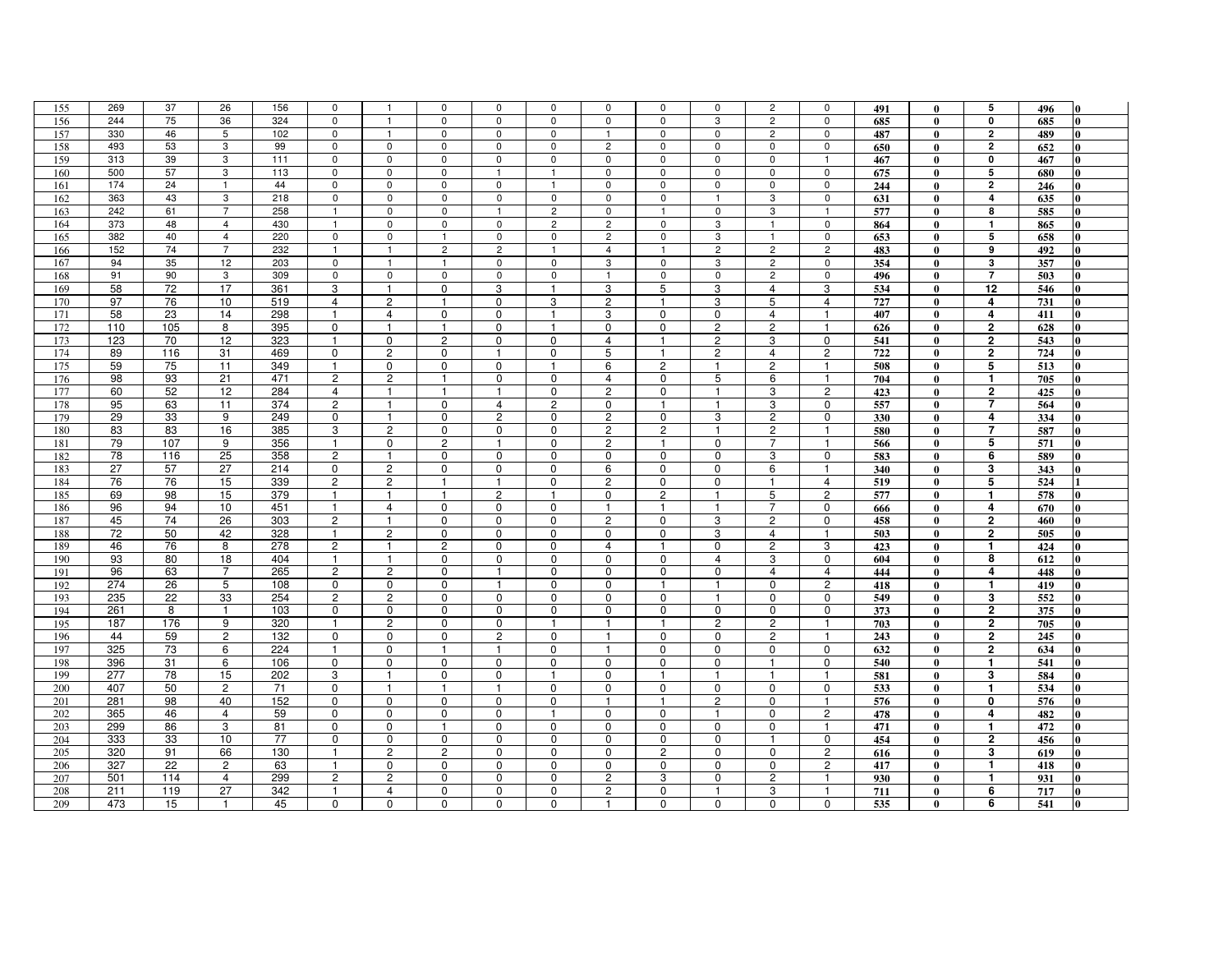| | | | | | | | | | | | | | | | | | | | |
|---|---|---|---|---|---|---|---|---|---|---|---|---|---|---|---|---|---|---|---|
| 155 | 269 | 37 | 26 | 156 | 0 | 1 | 0 | 0 | 0 | 0 | 0 | 0 | 2 | 0 | **491** | **0** | **5** | **496** | **0** |
| 156 | 244 | 75 | 36 | 324 | 0 | 1 | 0 | 0 | 0 | 0 | 0 | 3 | 2 | 0 | **685** | **0** | **0** | **685** | **0** |
| 157 | 330 | 46 | 5 | 102 | 0 | 1 | 0 | 0 | 0 | 1 | 0 | 0 | 2 | 0 | **487** | **0** | **2** | **489** | **0** |
| 158 | 493 | 53 | 3 | 99 | 0 | 0 | 0 | 0 | 0 | 2 | 0 | 0 | 0 | 0 | **650** | **0** | **2** | **652** | **0** |
| 159 | 313 | 39 | 3 | 111 | 0 | 0 | 0 | 0 | 0 | 0 | 0 | 0 | 0 | 1 | **467** | **0** | **0** | **467** | **0** |
| 160 | 500 | 57 | 3 | 113 | 0 | 0 | 0 | 1 | 1 | 0 | 0 | 0 | 0 | 0 | **675** | **0** | **5** | **680** | **0** |
| 161 | 174 | 24 | 1 | 44 | 0 | 0 | 0 | 0 | 1 | 0 | 0 | 0 | 0 | 0 | **244** | **0** | **2** | **246** | **0** |
| 162 | 363 | 43 | 3 | 218 | 0 | 0 | 0 | 0 | 0 | 0 | 0 | 1 | 3 | 0 | **631** | **0** | **4** | **635** | **0** |
| 163 | 242 | 61 | 7 | 258 | 1 | 0 | 0 | 1 | 2 | 0 | 1 | 0 | 3 | 1 | **577** | **0** | **8** | **585** | **0** |
| 164 | 373 | 48 | 4 | 430 | 1 | 0 | 0 | 0 | 2 | 2 | 0 | 3 | 1 | 0 | **864** | **0** | **1** | **865** | **0** |
| 165 | 382 | 40 | 4 | 220 | 0 | 0 | 1 | 0 | 0 | 2 | 0 | 3 | 1 | 0 | **653** | **0** | **5** | **658** | **0** |
| 166 | 152 | 74 | 7 | 232 | 1 | 1 | 2 | 2 | 1 | 4 | 1 | 2 | 2 | 2 | **483** | **0** | **9** | **492** | **0** |
| 167 | 94 | 35 | 12 | 203 | 0 | 1 | 1 | 0 | 0 | 3 | 0 | 3 | 2 | 0 | **354** | **0** | **3** | **357** | **0** |
| 168 | 91 | 90 | 3 | 309 | 0 | 0 | 0 | 0 | 0 | 1 | 0 | 0 | 2 | 0 | **496** | **0** | **7** | **503** | **0** |
| 169 | 58 | 72 | 17 | 361 | 3 | 1 | 0 | 3 | 1 | 3 | 5 | 3 | 4 | 3 | **534** | **0** | **12** | **546** | **0** |
| 170 | 97 | 76 | 10 | 519 | 4 | 2 | 1 | 0 | 3 | 2 | 1 | 3 | 5 | 4 | **727** | **0** | **4** | **731** | **0** |
| 171 | 58 | 23 | 14 | 298 | 1 | 4 | 0 | 0 | 1 | 3 | 0 | 0 | 4 | 1 | **407** | **0** | **4** | **411** | **0** |
| 172 | 110 | 105 | 8 | 395 | 0 | 1 | 1 | 0 | 1 | 0 | 0 | 2 | 2 | 1 | **626** | **0** | **2** | **628** | **0** |
| 173 | 123 | 70 | 12 | 323 | 1 | 0 | 2 | 0 | 0 | 4 | 1 | 2 | 3 | 0 | **541** | **0** | **2** | **543** | **0** |
| 174 | 89 | 116 | 31 | 469 | 0 | 2 | 0 | 1 | 0 | 5 | 1 | 2 | 4 | 2 | **722** | **0** | **2** | **724** | **0** |
| 175 | 59 | 75 | 11 | 349 | 1 | 0 | 0 | 0 | 1 | 6 | 2 | 1 | 2 | 1 | **508** | **0** | **5** | **513** | **0** |
| 176 | 98 | 93 | 21 | 471 | 2 | 2 | 1 | 0 | 0 | 4 | 0 | 5 | 6 | 1 | **704** | **0** | **1** | **705** | **0** |
| 177 | 60 | 52 | 12 | 284 | 4 | 1 | 1 | 1 | 0 | 2 | 0 | 1 | 3 | 2 | **423** | **0** | **2** | **425** | **0** |
| 178 | 95 | 63 | 11 | 374 | 2 | 1 | 0 | 4 | 2 | 0 | 1 | 1 | 3 | 0 | **557** | **0** | **7** | **564** | **0** |
| 179 | 29 | 33 | 9 | 249 | 0 | 1 | 0 | 2 | 0 | 2 | 0 | 3 | 2 | 0 | **330** | **0** | **4** | **334** | **0** |
| 180 | 83 | 83 | 16 | 385 | 3 | 2 | 0 | 0 | 0 | 2 | 2 | 1 | 2 | 1 | **580** | **0** | **7** | **587** | **0** |
| 181 | 79 | 107 | 9 | 356 | 1 | 0 | 2 | 1 | 0 | 2 | 1 | 0 | 7 | 1 | **566** | **0** | **5** | **571** | **0** |
| 182 | 78 | 116 | 25 | 358 | 2 | 1 | 0 | 0 | 0 | 0 | 0 | 0 | 3 | 0 | **583** | **0** | **6** | **589** | **0** |
| 183 | 27 | 57 | 27 | 214 | 0 | 2 | 0 | 0 | 0 | 6 | 0 | 0 | 6 | 1 | **340** | **0** | **3** | **343** | **0** |
| 184 | 76 | 76 | 15 | 339 | 2 | 2 | 1 | 1 | 0 | 2 | 0 | 0 | 1 | 4 | **519** | **0** | **5** | **524** | **1** |
| 185 | 69 | 98 | 15 | 379 | 1 | 1 | 1 | 2 | 1 | 0 | 2 | 1 | 5 | 2 | **577** | **0** | **1** | **578** | **0** |
| 186 | 96 | 94 | 10 | 451 | 1 | 4 | 0 | 0 | 0 | 1 | 1 | 1 | 7 | 0 | **666** | **0** | **4** | **670** | **0** |
| 187 | 45 | 74 | 26 | 303 | 2 | 1 | 0 | 0 | 0 | 2 | 0 | 3 | 2 | 0 | **458** | **0** | **2** | **460** | **0** |
| 188 | 72 | 50 | 42 | 328 | 1 | 2 | 0 | 0 | 0 | 0 | 0 | 3 | 4 | 1 | **503** | **0** | **2** | **505** | **0** |
| 189 | 46 | 76 | 8 | 278 | 2 | 1 | 2 | 0 | 0 | 4 | 1 | 0 | 2 | 3 | **423** | **0** | **1** | **424** | **0** |
| 190 | 93 | 80 | 18 | 404 | 1 | 1 | 0 | 0 | 0 | 0 | 0 | 4 | 3 | 0 | **604** | **0** | **8** | **612** | **0** |
| 191 | 96 | 63 | 7 | 265 | 2 | 2 | 0 | 1 | 0 | 0 | 0 | 0 | 4 | 4 | **444** | **0** | **4** | **448** | **0** |
| 192 | 274 | 26 | 5 | 108 | 0 | 0 | 0 | 1 | 0 | 0 | 1 | 1 | 0 | 2 | **418** | **0** | **1** | **419** | **0** |
| 193 | 235 | 22 | 33 | 254 | 2 | 2 | 0 | 0 | 0 | 0 | 0 | 1 | 0 | 0 | **549** | **0** | **3** | **552** | **0** |
| 194 | 261 | 8 | 1 | 103 | 0 | 0 | 0 | 0 | 0 | 0 | 0 | 0 | 0 | 0 | **373** | **0** | **2** | **375** | **0** |
| 195 | 187 | 176 | 9 | 320 | 1 | 2 | 0 | 0 | 1 | 1 | 1 | 2 | 2 | 1 | **703** | **0** | **2** | **705** | **0** |
| 196 | 44 | 59 | 2 | 132 | 0 | 0 | 0 | 2 | 0 | 1 | 0 | 0 | 2 | 1 | **243** | **0** | **2** | **245** | **0** |
| 197 | 325 | 73 | 6 | 224 | 1 | 0 | 1 | 1 | 0 | 1 | 0 | 0 | 0 | 0 | **632** | **0** | **2** | **634** | **0** |
| 198 | 396 | 31 | 6 | 106 | 0 | 0 | 0 | 0 | 0 | 0 | 0 | 0 | 1 | 0 | **540** | **0** | **1** | **541** | **0** |
| 199 | 277 | 78 | 15 | 202 | 3 | 1 | 0 | 0 | 1 | 0 | 1 | 1 | 1 | 1 | **581** | **0** | **3** | **584** | **0** |
| 200 | 407 | 50 | 2 | 71 | 0 | 1 | 1 | 1 | 0 | 0 | 0 | 0 | 0 | 0 | **533** | **0** | **1** | **534** | **0** |
| 201 | 281 | 98 | 40 | 152 | 0 | 0 | 0 | 0 | 0 | 1 | 1 | 2 | 0 | 1 | **576** | **0** | **0** | **576** | **0** |
| 202 | 365 | 46 | 4 | 59 | 0 | 0 | 0 | 0 | 1 | 0 | 0 | 1 | 0 | 2 | **478** | **0** | **4** | **482** | **0** |
| 203 | 299 | 86 | 3 | 81 | 0 | 0 | 1 | 0 | 0 | 0 | 0 | 0 | 0 | 1 | **471** | **0** | **1** | **472** | **0** |
| 204 | 333 | 33 | 10 | 77 | 0 | 0 | 0 | 0 | 0 | 0 | 0 | 0 | 1 | 0 | **454** | **0** | **2** | **456** | **0** |
| 205 | 320 | 91 | 66 | 130 | 1 | 2 | 2 | 0 | 0 | 0 | 2 | 0 | 0 | 2 | **616** | **0** | **3** | **619** | **0** |
| 206 | 327 | 22 | 2 | 63 | 1 | 0 | 0 | 0 | 0 | 0 | 0 | 0 | 0 | 2 | **417** | **0** | **1** | **418** | **0** |
| 207 | 501 | 114 | 4 | 299 | 2 | 2 | 0 | 0 | 0 | 2 | 3 | 0 | 2 | 1 | **930** | **0** | **1** | **931** | **0** |
| 208 | 211 | 119 | 27 | 342 | 1 | 4 | 0 | 0 | 0 | 2 | 0 | 1 | 3 | 1 | **711** | **0** | **6** | **717** | **0** |
| 209 | 473 | 15 | 1 | 45 | 0 | 0 | 0 | 0 | 0 | 1 | 0 | 0 | 0 | 0 | **535** | **0** | **6** | **541** | **0** |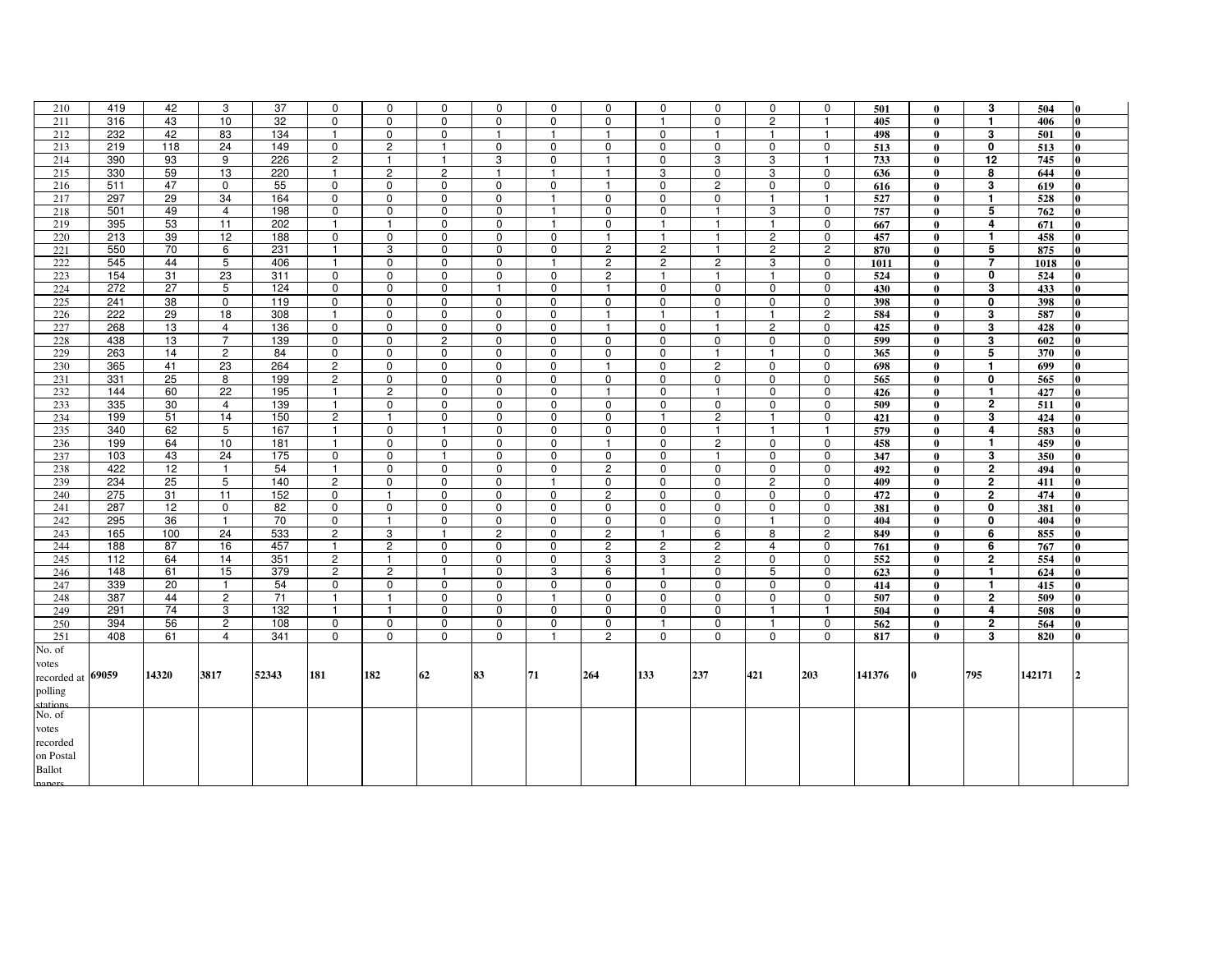| | | | | | | | | | | | | | | | | | | | |
|---|---|---|---|---|---|---|---|---|---|---|---|---|---|---|---|---|---|---|---|
| 210 | 419 | 42 | 3 | 37 | 0 | 0 | 0 | 0 | 0 | 0 | 0 | 0 | 0 | 0 | 501 | 0 | 3 | 504 | 0 |
| 211 | 316 | 43 | 10 | 32 | 0 | 0 | 0 | 0 | 0 | 0 | 1 | 0 | 2 | 1 | 405 | 0 | 1 | 406 | 0 |
| 212 | 232 | 42 | 83 | 134 | 1 | 0 | 0 | 1 | 1 | 1 | 0 | 1 | 1 | 1 | 498 | 0 | 3 | 501 | 0 |
| 213 | 219 | 118 | 24 | 149 | 0 | 2 | 1 | 0 | 0 | 0 | 0 | 0 | 0 | 0 | 513 | 0 | 0 | 513 | 0 |
| 214 | 390 | 93 | 9 | 226 | 2 | 1 | 1 | 3 | 0 | 1 | 0 | 3 | 3 | 1 | 733 | 0 | 12 | 745 | 0 |
| 215 | 330 | 59 | 13 | 220 | 1 | 2 | 2 | 1 | 1 | 1 | 3 | 0 | 3 | 0 | 636 | 0 | 8 | 644 | 0 |
| 216 | 511 | 47 | 0 | 55 | 0 | 0 | 0 | 0 | 0 | 1 | 0 | 2 | 0 | 0 | 616 | 0 | 3 | 619 | 0 |
| 217 | 297 | 29 | 34 | 164 | 0 | 0 | 0 | 0 | 1 | 0 | 0 | 0 | 1 | 1 | 527 | 0 | 1 | 528 | 0 |
| 218 | 501 | 49 | 4 | 198 | 0 | 0 | 0 | 0 | 1 | 0 | 0 | 1 | 3 | 0 | 757 | 0 | 5 | 762 | 0 |
| 219 | 395 | 53 | 11 | 202 | 1 | 1 | 0 | 0 | 1 | 0 | 1 | 1 | 1 | 0 | 667 | 0 | 4 | 671 | 0 |
| 220 | 213 | 39 | 12 | 188 | 0 | 0 | 0 | 0 | 0 | 1 | 1 | 1 | 2 | 0 | 457 | 0 | 1 | 458 | 0 |
| 221 | 550 | 70 | 6 | 231 | 1 | 3 | 0 | 0 | 0 | 2 | 2 | 1 | 2 | 2 | 870 | 0 | 5 | 875 | 0 |
| 222 | 545 | 44 | 5 | 406 | 1 | 0 | 0 | 0 | 1 | 2 | 2 | 2 | 3 | 0 | 1011 | 0 | 7 | 1018 | 0 |
| 223 | 154 | 31 | 23 | 311 | 0 | 0 | 0 | 0 | 0 | 2 | 1 | 1 | 1 | 0 | 524 | 0 | 0 | 524 | 0 |
| 224 | 272 | 27 | 5 | 124 | 0 | 0 | 0 | 1 | 0 | 1 | 0 | 0 | 0 | 0 | 430 | 0 | 3 | 433 | 0 |
| 225 | 241 | 38 | 0 | 119 | 0 | 0 | 0 | 0 | 0 | 0 | 0 | 0 | 0 | 0 | 398 | 0 | 0 | 398 | 0 |
| 226 | 222 | 29 | 18 | 308 | 1 | 0 | 0 | 0 | 0 | 1 | 1 | 1 | 1 | 2 | 584 | 0 | 3 | 587 | 0 |
| 227 | 268 | 13 | 4 | 136 | 0 | 0 | 0 | 0 | 0 | 1 | 0 | 1 | 2 | 0 | 425 | 0 | 3 | 428 | 0 |
| 228 | 438 | 13 | 7 | 139 | 0 | 0 | 2 | 0 | 0 | 0 | 0 | 0 | 0 | 0 | 599 | 0 | 3 | 602 | 0 |
| 229 | 263 | 14 | 2 | 84 | 0 | 0 | 0 | 0 | 0 | 0 | 0 | 1 | 1 | 0 | 365 | 0 | 5 | 370 | 0 |
| 230 | 365 | 41 | 23 | 264 | 2 | 0 | 0 | 0 | 0 | 1 | 0 | 2 | 0 | 0 | 698 | 0 | 1 | 699 | 0 |
| 231 | 331 | 25 | 8 | 199 | 2 | 0 | 0 | 0 | 0 | 0 | 0 | 0 | 0 | 0 | 565 | 0 | 0 | 565 | 0 |
| 232 | 144 | 60 | 22 | 195 | 1 | 2 | 0 | 0 | 0 | 1 | 0 | 1 | 0 | 0 | 426 | 0 | 1 | 427 | 0 |
| 233 | 335 | 30 | 4 | 139 | 1 | 0 | 0 | 0 | 0 | 0 | 0 | 0 | 0 | 0 | 509 | 0 | 2 | 511 | 0 |
| 234 | 199 | 51 | 14 | 150 | 2 | 1 | 0 | 0 | 0 | 0 | 1 | 2 | 1 | 0 | 421 | 0 | 3 | 424 | 0 |
| 235 | 340 | 62 | 5 | 167 | 1 | 0 | 1 | 0 | 0 | 0 | 0 | 1 | 1 | 1 | 579 | 0 | 4 | 583 | 0 |
| 236 | 199 | 64 | 10 | 181 | 1 | 0 | 0 | 0 | 0 | 1 | 0 | 2 | 0 | 0 | 458 | 0 | 1 | 459 | 0 |
| 237 | 103 | 43 | 24 | 175 | 0 | 0 | 1 | 0 | 0 | 0 | 0 | 1 | 0 | 0 | 347 | 0 | 3 | 350 | 0 |
| 238 | 422 | 12 | 1 | 54 | 1 | 0 | 0 | 0 | 0 | 2 | 0 | 0 | 0 | 0 | 492 | 0 | 2 | 494 | 0 |
| 239 | 234 | 25 | 5 | 140 | 2 | 0 | 0 | 0 | 1 | 0 | 0 | 0 | 2 | 0 | 409 | 0 | 2 | 411 | 0 |
| 240 | 275 | 31 | 11 | 152 | 0 | 1 | 0 | 0 | 0 | 2 | 0 | 0 | 0 | 0 | 472 | 0 | 2 | 474 | 0 |
| 241 | 287 | 12 | 0 | 82 | 0 | 0 | 0 | 0 | 0 | 0 | 0 | 0 | 0 | 0 | 381 | 0 | 0 | 381 | 0 |
| 242 | 295 | 36 | 1 | 70 | 0 | 1 | 0 | 0 | 0 | 0 | 0 | 0 | 1 | 0 | 404 | 0 | 0 | 404 | 0 |
| 243 | 165 | 100 | 24 | 533 | 2 | 3 | 1 | 2 | 0 | 2 | 1 | 6 | 8 | 2 | 849 | 0 | 6 | 855 | 0 |
| 244 | 188 | 87 | 16 | 457 | 1 | 2 | 0 | 0 | 0 | 2 | 2 | 2 | 4 | 0 | 761 | 0 | 6 | 767 | 0 |
| 245 | 112 | 64 | 14 | 351 | 2 | 1 | 0 | 0 | 0 | 3 | 3 | 2 | 0 | 0 | 552 | 0 | 2 | 554 | 0 |
| 246 | 148 | 61 | 15 | 379 | 2 | 2 | 1 | 0 | 3 | 6 | 1 | 0 | 5 | 0 | 623 | 0 | 1 | 624 | 0 |
| 247 | 339 | 20 | 1 | 54 | 0 | 0 | 0 | 0 | 0 | 0 | 0 | 0 | 0 | 0 | 414 | 0 | 1 | 415 | 0 |
| 248 | 387 | 44 | 2 | 71 | 1 | 1 | 0 | 0 | 1 | 0 | 0 | 0 | 0 | 0 | 507 | 0 | 2 | 509 | 0 |
| 249 | 291 | 74 | 3 | 132 | 1 | 1 | 0 | 0 | 0 | 0 | 0 | 0 | 1 | 1 | 504 | 0 | 4 | 508 | 0 |
| 250 | 394 | 56 | 2 | 108 | 0 | 0 | 0 | 0 | 0 | 0 | 1 | 0 | 1 | 0 | 562 | 0 | 2 | 564 | 0 |
| 251 | 408 | 61 | 4 | 341 | 0 | 0 | 0 | 0 | 1 | 2 | 0 | 0 | 0 | 0 | 817 | 0 | 3 | 820 | 0 |
| No. of votes recorded at polling stations | 69059 | 14320 | 3817 | 52343 | 181 | 182 | 62 | 83 | 71 | 264 | 133 | 237 | 421 | 203 | 141376 | 0 | 795 | 142171 | 2 |
| No. of votes recorded on Postal Ballot papers | | | | | | | | | | | | | | | | | | | |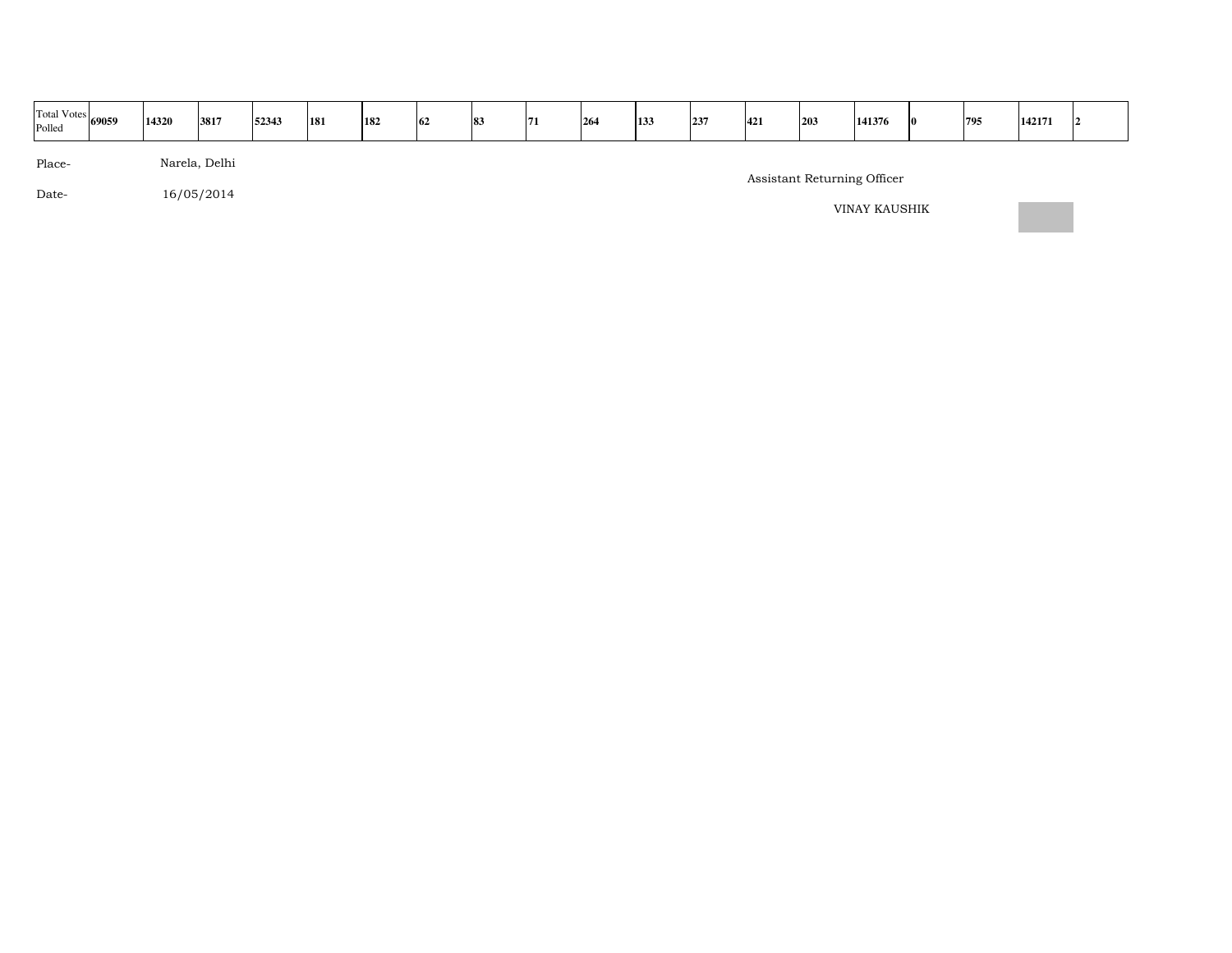| | | | | | | | | | | | | | | | | | | | |
|---|---|---|---|---|---|---|---|---|---|---|---|---|---|---|---|---|---|---|---|
| Total Votes Polled | **69059** | **14320** | **3817** | **52343** | **181** | **182** | **62** | **83** | **71** | **264** | **133** | **237** | **421** | **203** | **141376** | **0** | **795** | **142171** | **2** |

Place- Narela, Delhi

Date- 16/05/2014

Assistant Returning Officer

VINAY KAUSHIK